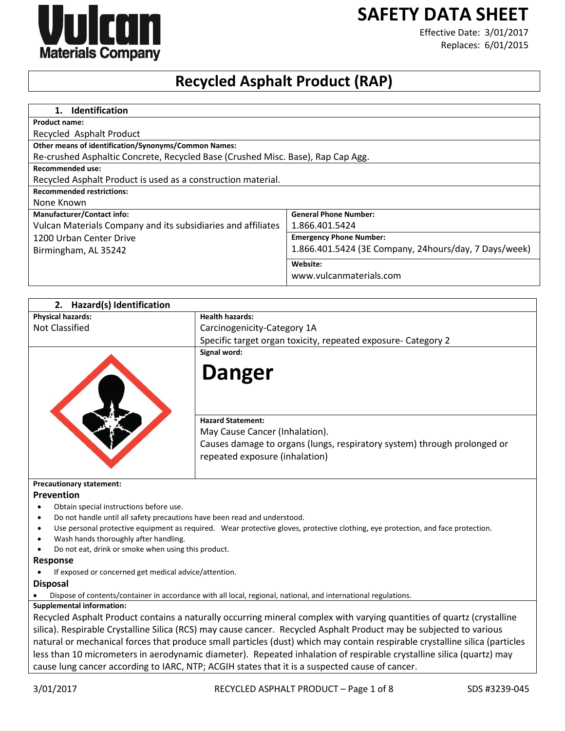Vulcan Materials Company

# SAFETY DATA SHEET

Effective Date: 3/01/2017
Replaces: 6/01/2015

# Recycled Asphalt Product (RAP)

## 1. Identification

**Product name:**
Recycled Asphalt Product

**Other means of identification/Synonyms/Common Names:**
Re-crushed Asphaltic Concrete, Recycled Base (Crushed Misc. Base), Rap Cap Agg.

**Recommended use:**
Recycled Asphalt Product is used as a construction material.

**Recommended restrictions:**
None Known

| **Manufacturer/Contact info:** | **General Phone Number:** |
|---|---|
| Vulcan Materials Company and its subsidiaries and affiliates | 1.866.401.5424 |
| 1200 Urban Center Drive<br>Birmingham, AL 35242 | **Emergency Phone Number:**<br>1.866.401.5424 (3E Company, 24hours/day, 7 Days/week) |
| | **Website:**<br>www.vulcanmaterials.com |

## 2. Hazard(s) Identification

| **Physical hazards:** | **Health hazards:** |
|---|---|
| Not Classified | Carcinogenicity-Category 1A<br>Specific target organ toxicity, repeated exposure- Category 2 |

**Signal word:**

**Danger**

**Hazard Statement:**
May Cause Cancer (Inhalation).
Causes damage to organs (lungs, respiratory system) through prolonged or repeated exposure (inhalation)

**Precautionary statement:**

### Prevention

- Obtain special instructions before use.
- Do not handle until all safety precautions have been read and understood.
- Use personal protective equipment as required. Wear protective gloves, protective clothing, eye protection, and face protection.
- Wash hands thoroughly after handling.
- Do not eat, drink or smoke when using this product.

### Response

- If exposed or concerned get medical advice/attention.

### Disposal

- Dispose of contents/container in accordance with all local, regional, national, and international regulations.

**Supplemental information:**
Recycled Asphalt Product contains a naturally occurring mineral complex with varying quantities of quartz (crystalline silica). Respirable Crystalline Silica (RCS) may cause cancer. Recycled Asphalt Product may be subjected to various natural or mechanical forces that produce small particles (dust) which may contain respirable crystalline silica (particles less than 10 micrometers in aerodynamic diameter). Repeated inhalation of respirable crystalline silica (quartz) may cause lung cancer according to IARC, NTP; ACGIH states that it is a suspected cause of cancer.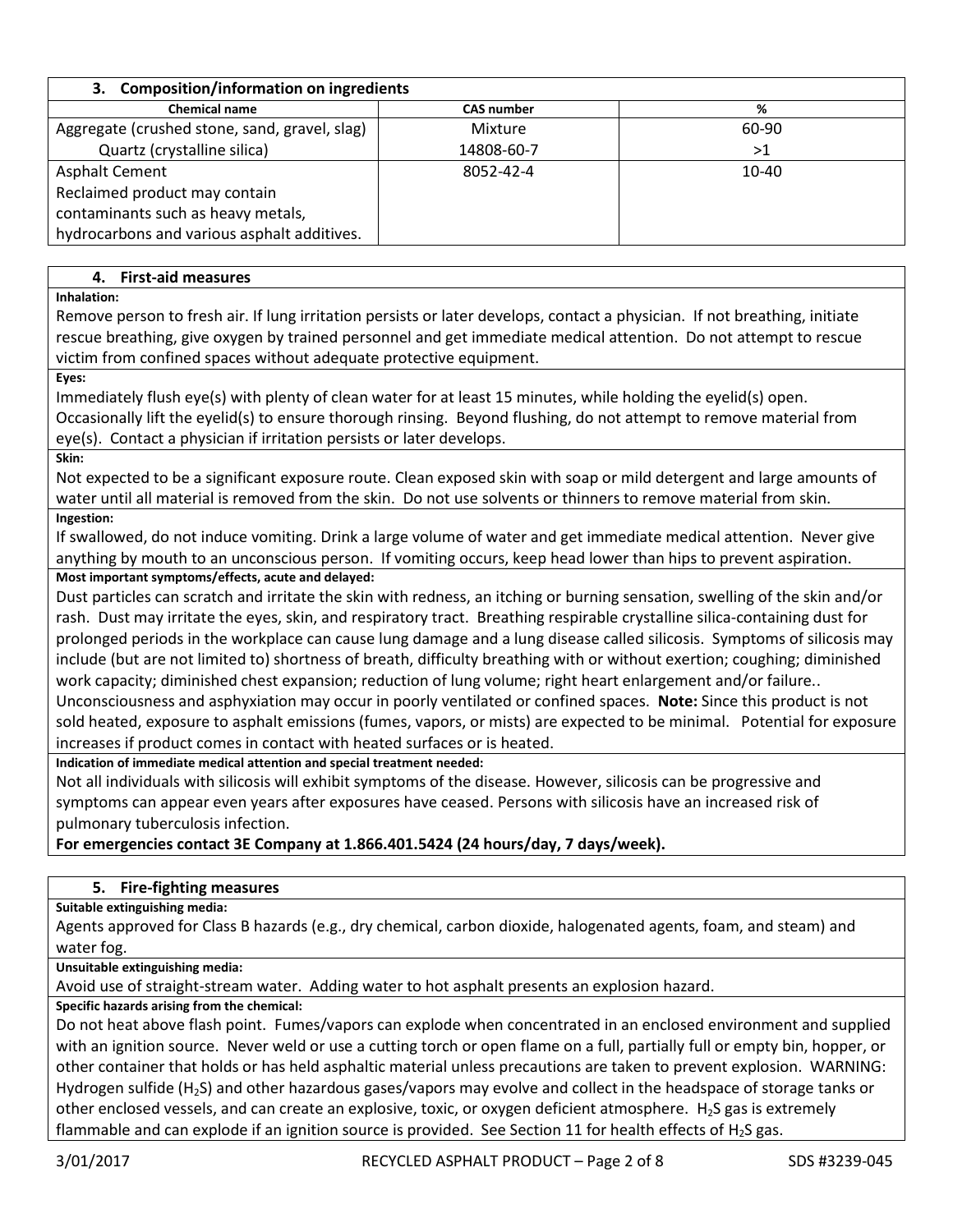## 3. Composition/information on ingredients

| Chemical name | CAS number | % |
|---|---|---|
| Aggregate (crushed stone, sand, gravel, slag) | Mixture | 60-90 |
| Quartz (crystalline silica) | 14808-60-7 | >1 |
| Asphalt Cement<br>Reclaimed product may contain contaminants such as heavy metals, hydrocarbons and various asphalt additives. | 8052-42-4 | 10-40 |

## 4. First-aid measures

**Inhalation:**

Remove person to fresh air. If lung irritation persists or later develops, contact a physician. If not breathing, initiate rescue breathing, give oxygen by trained personnel and get immediate medical attention. Do not attempt to rescue victim from confined spaces without adequate protective equipment.

**Eyes:**

Immediately flush eye(s) with plenty of clean water for at least 15 minutes, while holding the eyelid(s) open. Occasionally lift the eyelid(s) to ensure thorough rinsing. Beyond flushing, do not attempt to remove material from eye(s). Contact a physician if irritation persists or later develops.

**Skin:**

Not expected to be a significant exposure route. Clean exposed skin with soap or mild detergent and large amounts of water until all material is removed from the skin. Do not use solvents or thinners to remove material from skin.

**Ingestion:**

If swallowed, do not induce vomiting. Drink a large volume of water and get immediate medical attention. Never give anything by mouth to an unconscious person. If vomiting occurs, keep head lower than hips to prevent aspiration.

**Most important symptoms/effects, acute and delayed:**

Dust particles can scratch and irritate the skin with redness, an itching or burning sensation, swelling of the skin and/or rash. Dust may irritate the eyes, skin, and respiratory tract. Breathing respirable crystalline silica-containing dust for prolonged periods in the workplace can cause lung damage and a lung disease called silicosis. Symptoms of silicosis may include (but are not limited to) shortness of breath, difficulty breathing with or without exertion; coughing; diminished work capacity; diminished chest expansion; reduction of lung volume; right heart enlargement and/or failure.. Unconsciousness and asphyxiation may occur in poorly ventilated or confined spaces. **Note:** Since this product is not sold heated, exposure to asphalt emissions (fumes, vapors, or mists) are expected to be minimal. Potential for exposure increases if product comes in contact with heated surfaces or is heated.

**Indication of immediate medical attention and special treatment needed:**

Not all individuals with silicosis will exhibit symptoms of the disease. However, silicosis can be progressive and symptoms can appear even years after exposures have ceased. Persons with silicosis have an increased risk of pulmonary tuberculosis infection.

**For emergencies contact 3E Company at 1.866.401.5424 (24 hours/day, 7 days/week).**

## 5. Fire-fighting measures

**Suitable extinguishing media:**

Agents approved for Class B hazards (e.g., dry chemical, carbon dioxide, halogenated agents, foam, and steam) and water fog.

**Unsuitable extinguishing media:**

Avoid use of straight-stream water. Adding water to hot asphalt presents an explosion hazard.

**Specific hazards arising from the chemical:**

Do not heat above flash point. Fumes/vapors can explode when concentrated in an enclosed environment and supplied with an ignition source. Never weld or use a cutting torch or open flame on a full, partially full or empty bin, hopper, or other container that holds or has held asphaltic material unless precautions are taken to prevent explosion. WARNING: Hydrogen sulfide ($H_2S$) and other hazardous gases/vapors may evolve and collect in the headspace of storage tanks or other enclosed vessels, and can create an explosive, toxic, or oxygen deficient atmosphere. $H_2S$ gas is extremely flammable and can explode if an ignition source is provided. See Section 11 for health effects of $H_2S$ gas.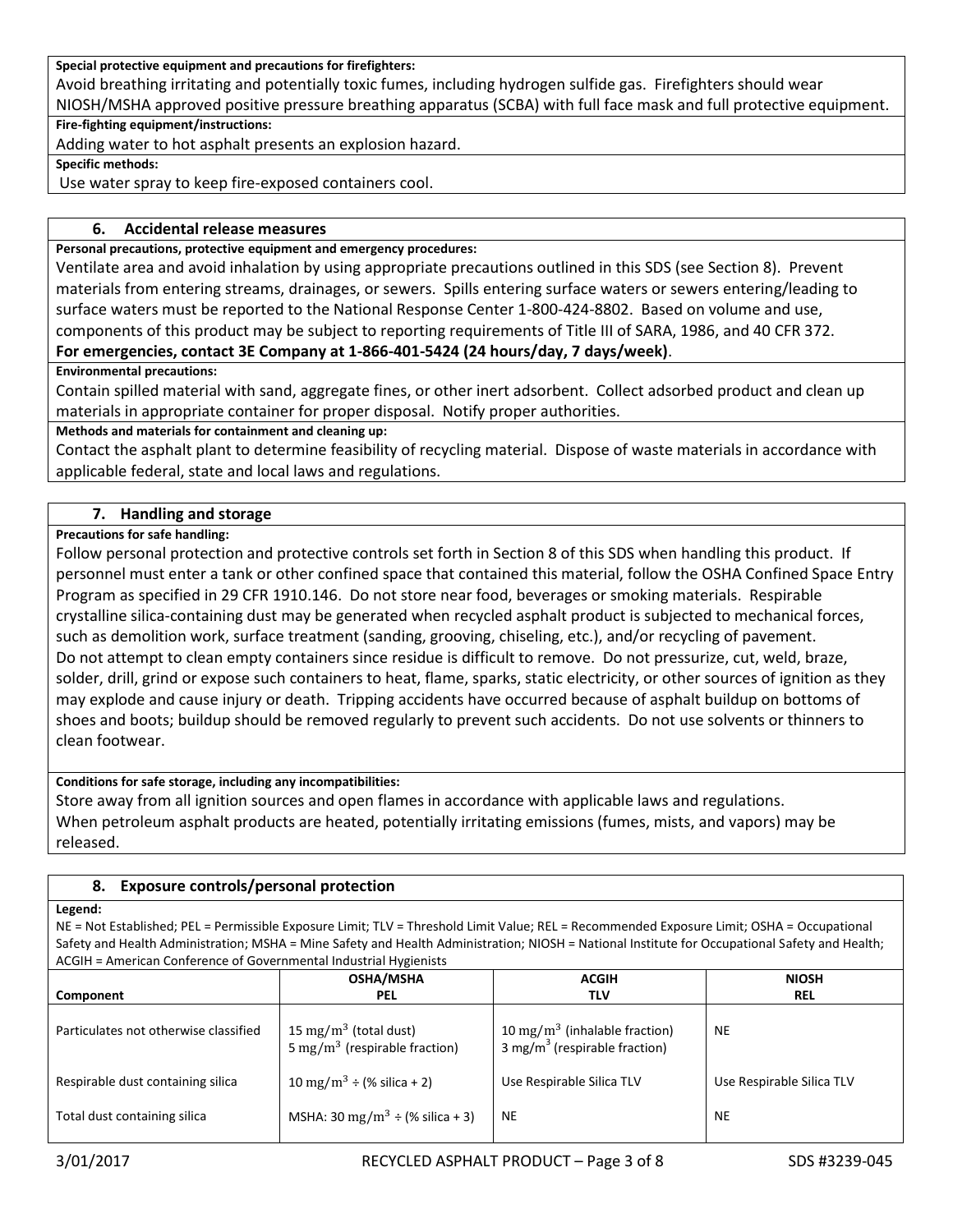**Special protective equipment and precautions for firefighters:**

Avoid breathing irritating and potentially toxic fumes, including hydrogen sulfide gas. Firefighters should wear NIOSH/MSHA approved positive pressure breathing apparatus (SCBA) with full face mask and full protective equipment.

**Fire-fighting equipment/instructions:**

Adding water to hot asphalt presents an explosion hazard.

**Specific methods:**

Use water spray to keep fire-exposed containers cool.

## 6. Accidental release measures

**Personal precautions, protective equipment and emergency procedures:**

Ventilate area and avoid inhalation by using appropriate precautions outlined in this SDS (see Section 8). Prevent materials from entering streams, drainages, or sewers. Spills entering surface waters or sewers entering/leading to surface waters must be reported to the National Response Center 1-800-424-8802. Based on volume and use, components of this product may be subject to reporting requirements of Title III of SARA, 1986, and 40 CFR 372.

**For emergencies, contact 3E Company at 1-866-401-5424 (24 hours/day, 7 days/week)**.

**Environmental precautions:**

Contain spilled material with sand, aggregate fines, or other inert adsorbent. Collect adsorbed product and clean up materials in appropriate container for proper disposal. Notify proper authorities.

**Methods and materials for containment and cleaning up:**

Contact the asphalt plant to determine feasibility of recycling material. Dispose of waste materials in accordance with applicable federal, state and local laws and regulations.

## 7. Handling and storage

**Precautions for safe handling:**

Follow personal protection and protective controls set forth in Section 8 of this SDS when handling this product. If personnel must enter a tank or other confined space that contained this material, follow the OSHA Confined Space Entry Program as specified in 29 CFR 1910.146. Do not store near food, beverages or smoking materials. Respirable crystalline silica-containing dust may be generated when recycled asphalt product is subjected to mechanical forces, such as demolition work, surface treatment (sanding, grooving, chiseling, etc.), and/or recycling of pavement. Do not attempt to clean empty containers since residue is difficult to remove. Do not pressurize, cut, weld, braze, solder, drill, grind or expose such containers to heat, flame, sparks, static electricity, or other sources of ignition as they may explode and cause injury or death. Tripping accidents have occurred because of asphalt buildup on bottoms of shoes and boots; buildup should be removed regularly to prevent such accidents. Do not use solvents or thinners to clean footwear.

**Conditions for safe storage, including any incompatibilities:**

Store away from all ignition sources and open flames in accordance with applicable laws and regulations. When petroleum asphalt products are heated, potentially irritating emissions (fumes, mists, and vapors) may be released.

## 8. Exposure controls/personal protection

**Legend:**

NE = Not Established; PEL = Permissible Exposure Limit; TLV = Threshold Limit Value; REL = Recommended Exposure Limit; OSHA = Occupational Safety and Health Administration; MSHA = Mine Safety and Health Administration; NIOSH = National Institute for Occupational Safety and Health; ACGIH = American Conference of Governmental Industrial Hygienists

| Component | OSHA/MSHA PEL | ACGIH TLV | NIOSH REL |
|---|---|---|---|
| Particulates not otherwise classified | 15 $mg/m^3$ (total dust)<br>5 $mg/m^3$ (respirable fraction) | 10 $mg/m^3$ (inhalable fraction)<br>3 $mg/m^3$ (respirable fraction) | NE |
| Respirable dust containing silica | 10 $mg/m^3$ ÷ (% silica + 2) | Use Respirable Silica TLV | Use Respirable Silica TLV |
| Total dust containing silica | MSHA: 30 $mg/m^3$ ÷ (% silica + 3) | NE | NE |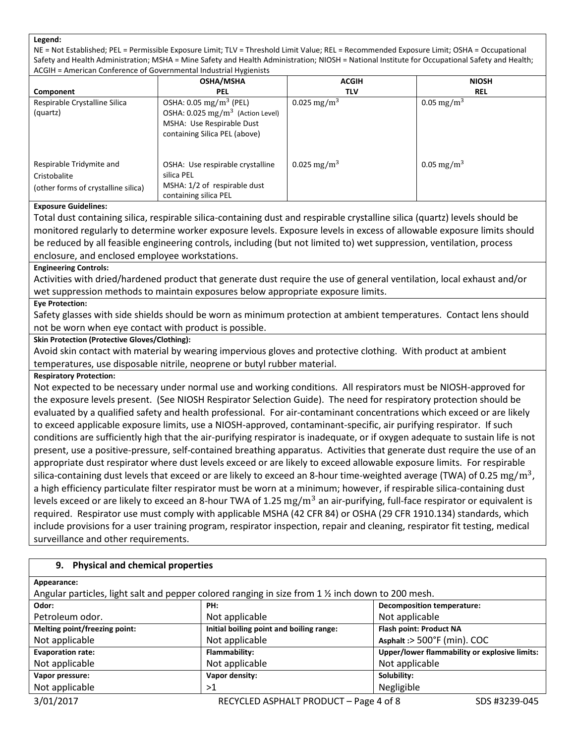**Legend:**

NE = Not Established; PEL = Permissible Exposure Limit; TLV = Threshold Limit Value; REL = Recommended Exposure Limit; OSHA = Occupational Safety and Health Administration; MSHA = Mine Safety and Health Administration; NIOSH = National Institute for Occupational Safety and Health; ACGIH = American Conference of Governmental Industrial Hygienists

| Component | OSHA/MSHA PEL | ACGIH TLV | NIOSH REL |
|---|---|---|---|
| Respirable Crystalline Silica (quartz) | OSHA: 0.05 $mg/m^3$ (PEL)<br>OSHA: 0.025 $mg/m^3$ (Action Level)<br>MSHA: Use Respirable Dust containing Silica PEL (above) | 0.025 $mg/m^3$ | 0.05 $mg/m^3$ |
| Respirable Tridymite and Cristobalite (other forms of crystalline silica) | OSHA: Use respirable crystalline silica PEL<br>MSHA: 1/2 of respirable dust containing silica PEL | 0.025 $mg/m^3$ | 0.05 $mg/m^3$ |

**Exposure Guidelines:**

Total dust containing silica, respirable silica-containing dust and respirable crystalline silica (quartz) levels should be monitored regularly to determine worker exposure levels. Exposure levels in excess of allowable exposure limits should be reduced by all feasible engineering controls, including (but not limited to) wet suppression, ventilation, process enclosure, and enclosed employee workstations.

**Engineering Controls:**

Activities with dried/hardened product that generate dust require the use of general ventilation, local exhaust and/or wet suppression methods to maintain exposures below appropriate exposure limits.

**Eye Protection:**

Safety glasses with side shields should be worn as minimum protection at ambient temperatures. Contact lens should not be worn when eye contact with product is possible.

**Skin Protection (Protective Gloves/Clothing):**

Avoid skin contact with material by wearing impervious gloves and protective clothing. With product at ambient temperatures, use disposable nitrile, neoprene or butyl rubber material.

**Respiratory Protection:**

Not expected to be necessary under normal use and working conditions. All respirators must be NIOSH-approved for the exposure levels present. (See NIOSH Respirator Selection Guide). The need for respiratory protection should be evaluated by a qualified safety and health professional. For air-contaminant concentrations which exceed or are likely to exceed applicable exposure limits, use a NIOSH-approved, contaminant-specific, air purifying respirator. If such conditions are sufficiently high that the air-purifying respirator is inadequate, or if oxygen adequate to sustain life is not present, use a positive-pressure, self-contained breathing apparatus. Activities that generate dust require the use of an appropriate dust respirator where dust levels exceed or are likely to exceed allowable exposure limits. For respirable silica-containing dust levels that exceed or are likely to exceed an 8-hour time-weighted average (TWA) of 0.25 $mg/m^3$, a high efficiency particulate filter respirator must be worn at a minimum; however, if respirable silica-containing dust levels exceed or are likely to exceed an 8-hour TWA of 1.25 $mg/m^3$ an air-purifying, full-face respirator or equivalent is required. Respirator use must comply with applicable MSHA (42 CFR 84) or OSHA (29 CFR 1910.134) standards, which include provisions for a user training program, respirator inspection, repair and cleaning, respirator fit testing, medical surveillance and other requirements.

## 9. Physical and chemical properties

**Appearance:**

Angular particles, light salt and pepper colored ranging in size from 1 ½ inch down to 200 mesh.

| **Odor:** | **PH:** | **Decomposition temperature:** |
|---|---|---|
| Petroleum odor. | Not applicable | Not applicable |
| **Melting point/freezing point:** | **Initial boiling point and boiling range:** | **Flash point: Product NA** |
| Not applicable | Not applicable | Asphalt :> 500°F (min). COC |
| **Evaporation rate:** | **Flammability:** | **Upper/lower flammability or explosive limits:** |
| Not applicable | Not applicable | Not applicable |
| **Vapor pressure:** | **Vapor density:** | **Solubility:** |
| Not applicable | >1 | Negligible |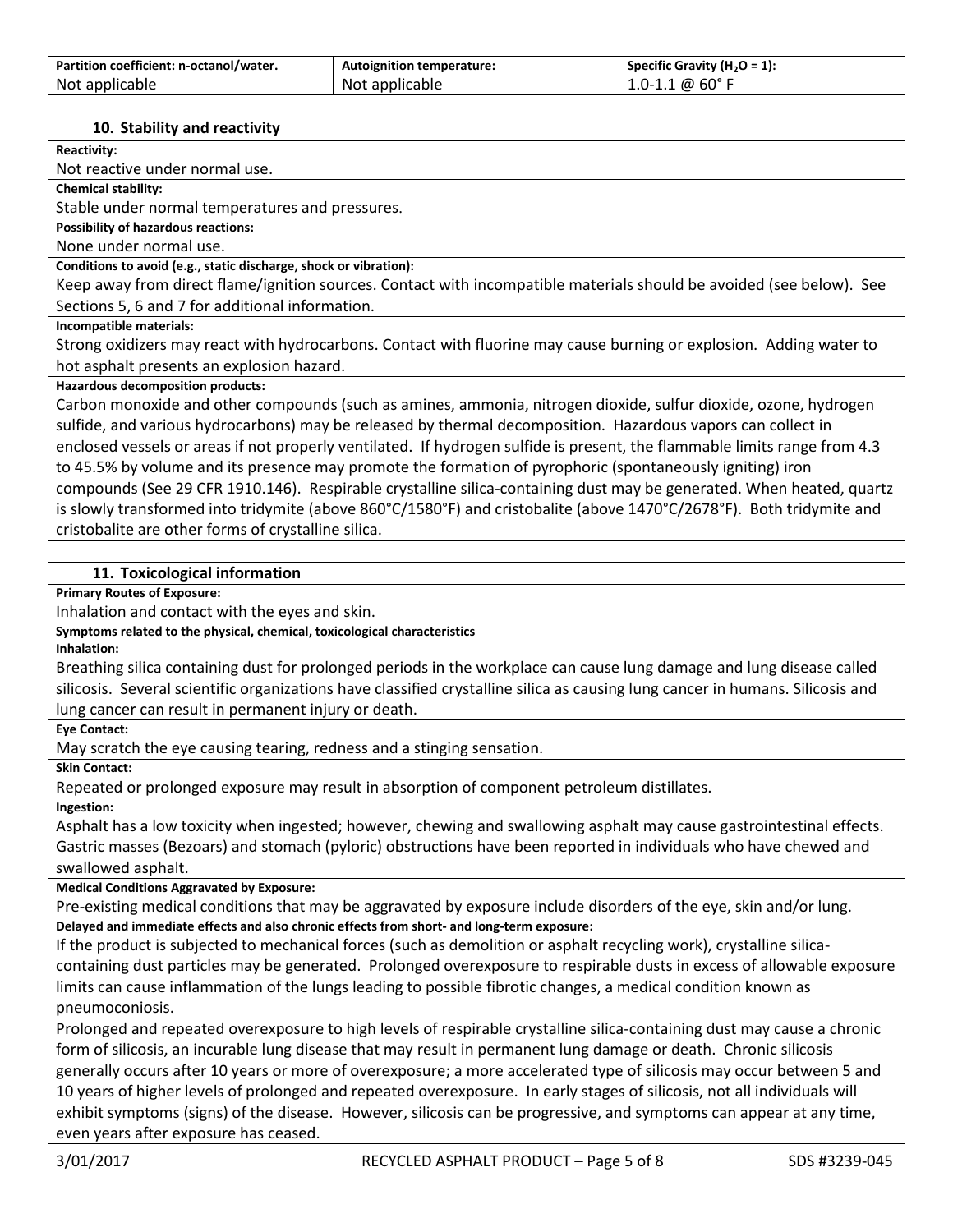| Partition coefficient: n-octanol/water. | Autoignition temperature: | Specific Gravity ($H_2O$ = 1): |
| --- | --- | --- |
| Not applicable | Not applicable | 1.0-1.1 @ 60° F |

## 10. Stability and reactivity

**Reactivity:**

Not reactive under normal use.

**Chemical stability:**

Stable under normal temperatures and pressures.

**Possibility of hazardous reactions:**

None under normal use.

**Conditions to avoid (e.g., static discharge, shock or vibration):**

Keep away from direct flame/ignition sources. Contact with incompatible materials should be avoided (see below). See Sections 5, 6 and 7 for additional information.

**Incompatible materials:**

Strong oxidizers may react with hydrocarbons. Contact with fluorine may cause burning or explosion. Adding water to hot asphalt presents an explosion hazard.

**Hazardous decomposition products:**

Carbon monoxide and other compounds (such as amines, ammonia, nitrogen dioxide, sulfur dioxide, ozone, hydrogen sulfide, and various hydrocarbons) may be released by thermal decomposition. Hazardous vapors can collect in enclosed vessels or areas if not properly ventilated. If hydrogen sulfide is present, the flammable limits range from 4.3 to 45.5% by volume and its presence may promote the formation of pyrophoric (spontaneously igniting) iron compounds (See 29 CFR 1910.146). Respirable crystalline silica-containing dust may be generated. When heated, quartz is slowly transformed into tridymite (above 860°C/1580°F) and cristobalite (above 1470°C/2678°F). Both tridymite and cristobalite are other forms of crystalline silica.

## 11. Toxicological information

**Primary Routes of Exposure:**

Inhalation and contact with the eyes and skin.

**Symptoms related to the physical, chemical, toxicological characteristics**

**Inhalation:**

Breathing silica containing dust for prolonged periods in the workplace can cause lung damage and lung disease called silicosis. Several scientific organizations have classified crystalline silica as causing lung cancer in humans. Silicosis and lung cancer can result in permanent injury or death.

**Eye Contact:**

May scratch the eye causing tearing, redness and a stinging sensation.

**Skin Contact:**

Repeated or prolonged exposure may result in absorption of component petroleum distillates.

**Ingestion:**

Asphalt has a low toxicity when ingested; however, chewing and swallowing asphalt may cause gastrointestinal effects. Gastric masses (Bezoars) and stomach (pyloric) obstructions have been reported in individuals who have chewed and swallowed asphalt.

**Medical Conditions Aggravated by Exposure:**

Pre-existing medical conditions that may be aggravated by exposure include disorders of the eye, skin and/or lung.

**Delayed and immediate effects and also chronic effects from short- and long-term exposure:**

If the product is subjected to mechanical forces (such as demolition or asphalt recycling work), crystalline silica-containing dust particles may be generated. Prolonged overexposure to respirable dusts in excess of allowable exposure limits can cause inflammation of the lungs leading to possible fibrotic changes, a medical condition known as pneumoconiosis.

Prolonged and repeated overexposure to high levels of respirable crystalline silica-containing dust may cause a chronic form of silicosis, an incurable lung disease that may result in permanent lung damage or death. Chronic silicosis generally occurs after 10 years or more of overexposure; a more accelerated type of silicosis may occur between 5 and 10 years of higher levels of prolonged and repeated overexposure. In early stages of silicosis, not all individuals will exhibit symptoms (signs) of the disease. However, silicosis can be progressive, and symptoms can appear at any time, even years after exposure has ceased.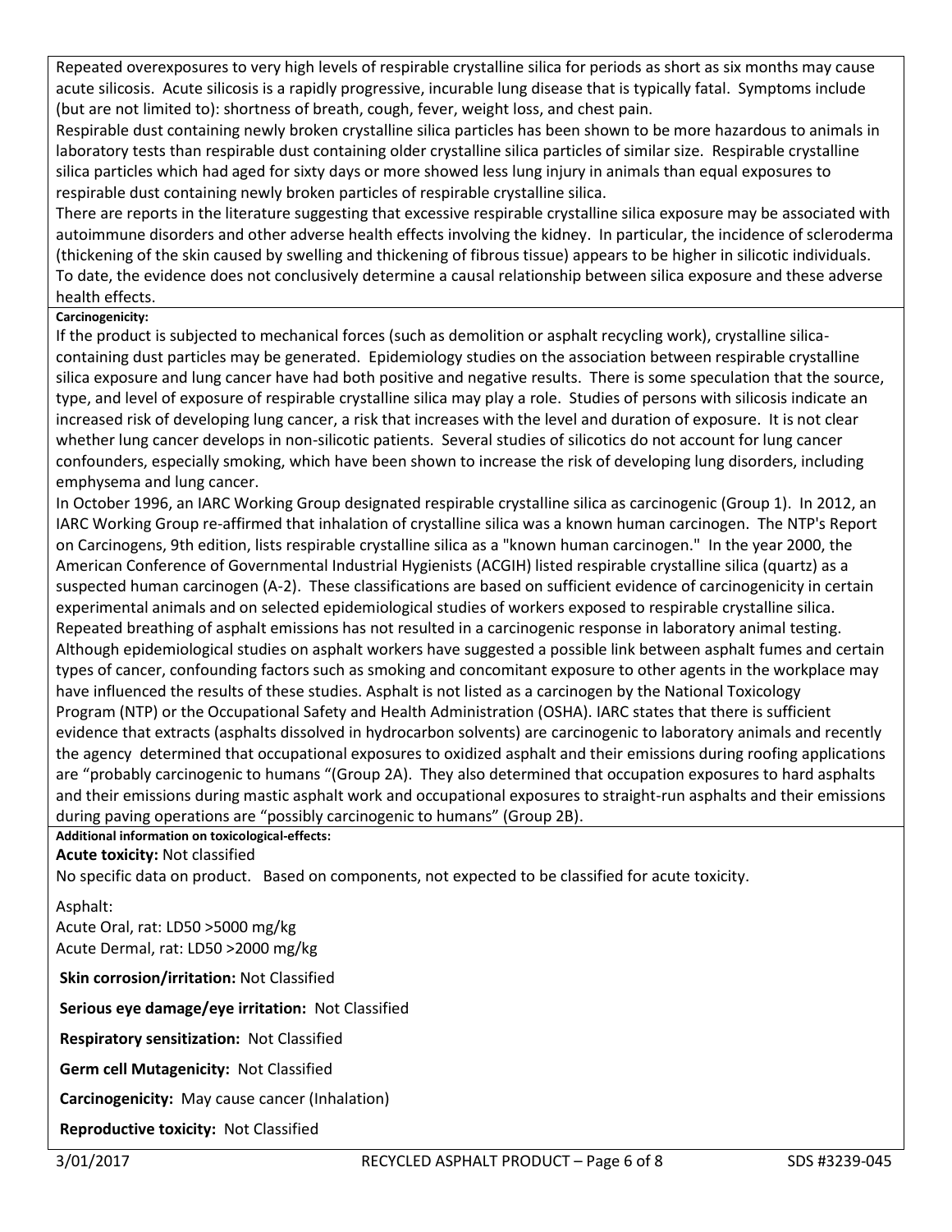Repeated overexposures to very high levels of respirable crystalline silica for periods as short as six months may cause acute silicosis. Acute silicosis is a rapidly progressive, incurable lung disease that is typically fatal. Symptoms include (but are not limited to): shortness of breath, cough, fever, weight loss, and chest pain.

Respirable dust containing newly broken crystalline silica particles has been shown to be more hazardous to animals in laboratory tests than respirable dust containing older crystalline silica particles of similar size. Respirable crystalline silica particles which had aged for sixty days or more showed less lung injury in animals than equal exposures to respirable dust containing newly broken particles of respirable crystalline silica.

There are reports in the literature suggesting that excessive respirable crystalline silica exposure may be associated with autoimmune disorders and other adverse health effects involving the kidney. In particular, the incidence of scleroderma (thickening of the skin caused by swelling and thickening of fibrous tissue) appears to be higher in silicotic individuals. To date, the evidence does not conclusively determine a causal relationship between silica exposure and these adverse health effects.

**Carcinogenicity:**

If the product is subjected to mechanical forces (such as demolition or asphalt recycling work), crystalline silica-containing dust particles may be generated. Epidemiology studies on the association between respirable crystalline silica exposure and lung cancer have had both positive and negative results. There is some speculation that the source, type, and level of exposure of respirable crystalline silica may play a role. Studies of persons with silicosis indicate an increased risk of developing lung cancer, a risk that increases with the level and duration of exposure. It is not clear whether lung cancer develops in non-silicotic patients. Several studies of silicotics do not account for lung cancer confounders, especially smoking, which have been shown to increase the risk of developing lung disorders, including emphysema and lung cancer.

In October 1996, an IARC Working Group designated respirable crystalline silica as carcinogenic (Group 1). In 2012, an IARC Working Group re-affirmed that inhalation of crystalline silica was a known human carcinogen. The NTP's Report on Carcinogens, 9th edition, lists respirable crystalline silica as a "known human carcinogen." In the year 2000, the American Conference of Governmental Industrial Hygienists (ACGIH) listed respirable crystalline silica (quartz) as a suspected human carcinogen (A-2). These classifications are based on sufficient evidence of carcinogenicity in certain experimental animals and on selected epidemiological studies of workers exposed to respirable crystalline silica.

Repeated breathing of asphalt emissions has not resulted in a carcinogenic response in laboratory animal testing. Although epidemiological studies on asphalt workers have suggested a possible link between asphalt fumes and certain types of cancer, confounding factors such as smoking and concomitant exposure to other agents in the workplace may have influenced the results of these studies. Asphalt is not listed as a carcinogen by the National Toxicology Program (NTP) or the Occupational Safety and Health Administration (OSHA). IARC states that there is sufficient evidence that extracts (asphalts dissolved in hydrocarbon solvents) are carcinogenic to laboratory animals and recently the agency determined that occupational exposures to oxidized asphalt and their emissions during roofing applications are "probably carcinogenic to humans "(Group 2A). They also determined that occupation exposures to hard asphalts and their emissions during mastic asphalt work and occupational exposures to straight-run asphalts and their emissions during paving operations are "possibly carcinogenic to humans" (Group 2B).

**Additional information on toxicological-effects:**

**Acute toxicity:** Not classified

No specific data on product. Based on components, not expected to be classified for acute toxicity.

Asphalt:
Acute Oral, rat: LD50 >5000 mg/kg
Acute Dermal, rat: LD50 >2000 mg/kg

**Skin corrosion/irritation:** Not Classified

**Serious eye damage/eye irritation:** Not Classified

**Respiratory sensitization:** Not Classified

**Germ cell Mutagenicity:** Not Classified

**Carcinogenicity:** May cause cancer (Inhalation)

**Reproductive toxicity:** Not Classified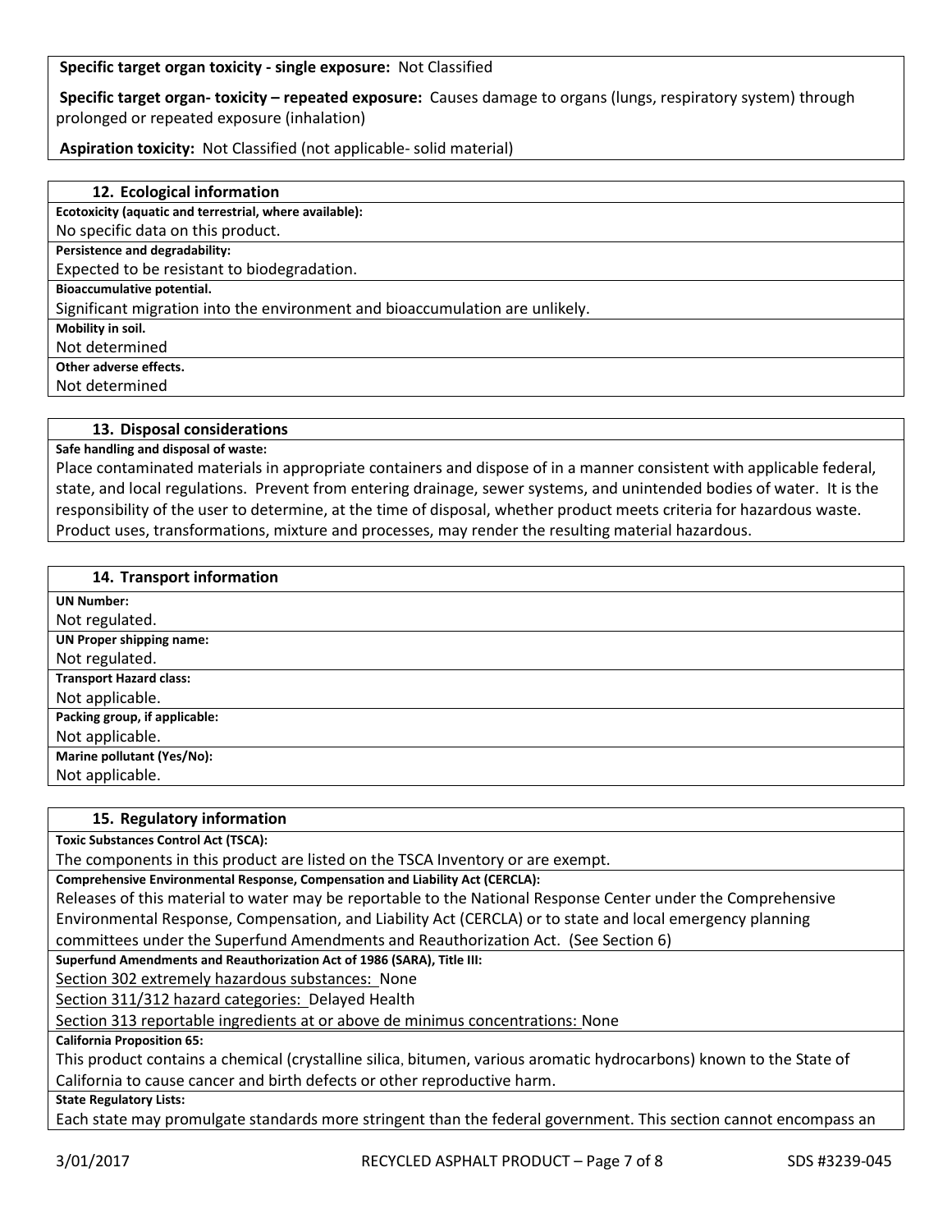**Specific target organ toxicity - single exposure:** Not Classified

**Specific target organ- toxicity – repeated exposure:** Causes damage to organs (lungs, respiratory system) through prolonged or repeated exposure (inhalation)

**Aspiration toxicity:** Not Classified (not applicable- solid material)

## 12. Ecological information

**Ecotoxicity (aquatic and terrestrial, where available):**

No specific data on this product.

**Persistence and degradability:**

Expected to be resistant to biodegradation.

**Bioaccumulative potential.**

Significant migration into the environment and bioaccumulation are unlikely.

**Mobility in soil.**

Not determined

**Other adverse effects.**

Not determined

## 13. Disposal considerations

**Safe handling and disposal of waste:**

Place contaminated materials in appropriate containers and dispose of in a manner consistent with applicable federal, state, and local regulations. Prevent from entering drainage, sewer systems, and unintended bodies of water. It is the responsibility of the user to determine, at the time of disposal, whether product meets criteria for hazardous waste. Product uses, transformations, mixture and processes, may render the resulting material hazardous.

## 14. Transport information

**UN Number:**

Not regulated.

**UN Proper shipping name:**

Not regulated.

**Transport Hazard class:**

Not applicable.

**Packing group, if applicable:**

Not applicable.

**Marine pollutant (Yes/No):**

Not applicable.

## 15. Regulatory information

**Toxic Substances Control Act (TSCA):**

The components in this product are listed on the TSCA Inventory or are exempt.

**Comprehensive Environmental Response, Compensation and Liability Act (CERCLA):**

Releases of this material to water may be reportable to the National Response Center under the Comprehensive Environmental Response, Compensation, and Liability Act (CERCLA) or to state and local emergency planning committees under the Superfund Amendments and Reauthorization Act. (See Section 6)

**Superfund Amendments and Reauthorization Act of 1986 (SARA), Title III:**

Section 302 extremely hazardous substances: None

Section 311/312 hazard categories: Delayed Health

Section 313 reportable ingredients at or above de minimus concentrations: None

**California Proposition 65:**

This product contains a chemical (crystalline silica, bitumen, various aromatic hydrocarbons) known to the State of California to cause cancer and birth defects or other reproductive harm.

**State Regulatory Lists:**

Each state may promulgate standards more stringent than the federal government. This section cannot encompass an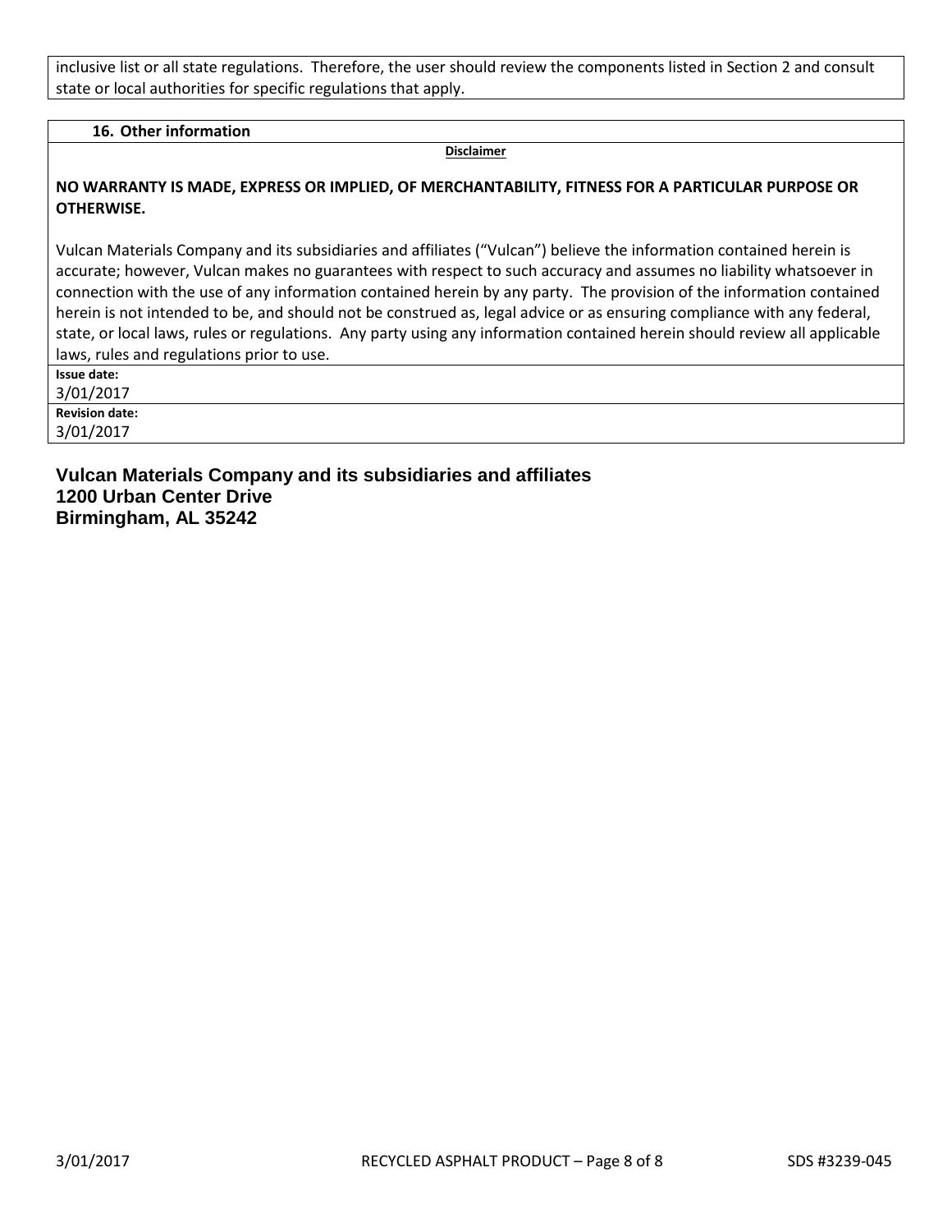inclusive list or all state regulations. Therefore, the user should review the components listed in Section 2 and consult state or local authorities for specific regulations that apply.

## 16. Other information

**Disclaimer**

**NO WARRANTY IS MADE, EXPRESS OR IMPLIED, OF MERCHANTABILITY, FITNESS FOR A PARTICULAR PURPOSE OR OTHERWISE.**

Vulcan Materials Company and its subsidiaries and affiliates ("Vulcan") believe the information contained herein is accurate; however, Vulcan makes no guarantees with respect to such accuracy and assumes no liability whatsoever in connection with the use of any information contained herein by any party. The provision of the information contained herein is not intended to be, and should not be construed as, legal advice or as ensuring compliance with any federal, state, or local laws, rules or regulations. Any party using any information contained herein should review all applicable laws, rules and regulations prior to use.

**Issue date:**
3/01/2017

**Revision date:**
3/01/2017

**Vulcan Materials Company and its subsidiaries and affiliates**
**1200 Urban Center Drive**
**Birmingham, AL 35242**